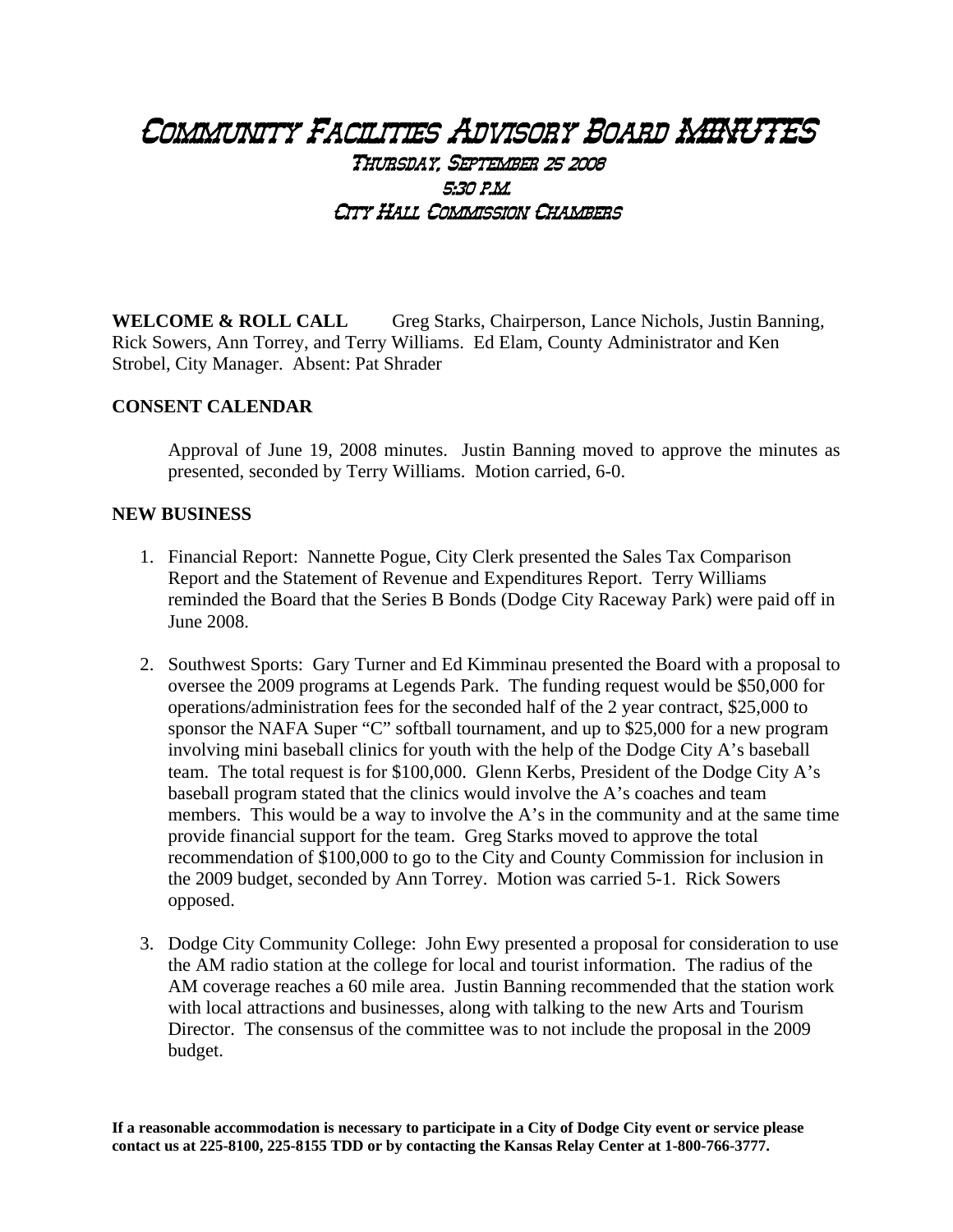# Community Facilities Advisory Board MINUTES

### Thursday, September 25 2008
### 5:30 P.M.
### City Hall Commission Chambers

**WELCOME & ROLL CALL** Greg Starks, Chairperson, Lance Nichols, Justin Banning, Rick Sowers, Ann Torrey, and Terry Williams. Ed Elam, County Administrator and Ken Strobel, City Manager. Absent: Pat Shrader

**CONSENT CALENDAR**

Approval of June 19, 2008 minutes. Justin Banning moved to approve the minutes as presented, seconded by Terry Williams. Motion carried, 6-0.

**NEW BUSINESS**

1. Financial Report: Nannette Pogue, City Clerk presented the Sales Tax Comparison Report and the Statement of Revenue and Expenditures Report. Terry Williams reminded the Board that the Series B Bonds (Dodge City Raceway Park) were paid off in June 2008.

2. Southwest Sports: Gary Turner and Ed Kimminau presented the Board with a proposal to oversee the 2009 programs at Legends Park. The funding request would be $50,000 for operations/administration fees for the seconded half of the 2 year contract, $25,000 to sponsor the NAFA Super "C" softball tournament, and up to $25,000 for a new program involving mini baseball clinics for youth with the help of the Dodge City A's baseball team. The total request is for $100,000. Glenn Kerbs, President of the Dodge City A's baseball program stated that the clinics would involve the A's coaches and team members. This would be a way to involve the A's in the community and at the same time provide financial support for the team. Greg Starks moved to approve the total recommendation of $100,000 to go to the City and County Commission for inclusion in the 2009 budget, seconded by Ann Torrey. Motion was carried 5-1. Rick Sowers opposed.

3. Dodge City Community College: John Ewy presented a proposal for consideration to use the AM radio station at the college for local and tourist information. The radius of the AM coverage reaches a 60 mile area. Justin Banning recommended that the station work with local attractions and businesses, along with talking to the new Arts and Tourism Director. The consensus of the committee was to not include the proposal in the 2009 budget.

**If a reasonable accommodation is necessary to participate in a City of Dodge City event or service please contact us at 225-8100, 225-8155 TDD or by contacting the Kansas Relay Center at 1-800-766-3777.**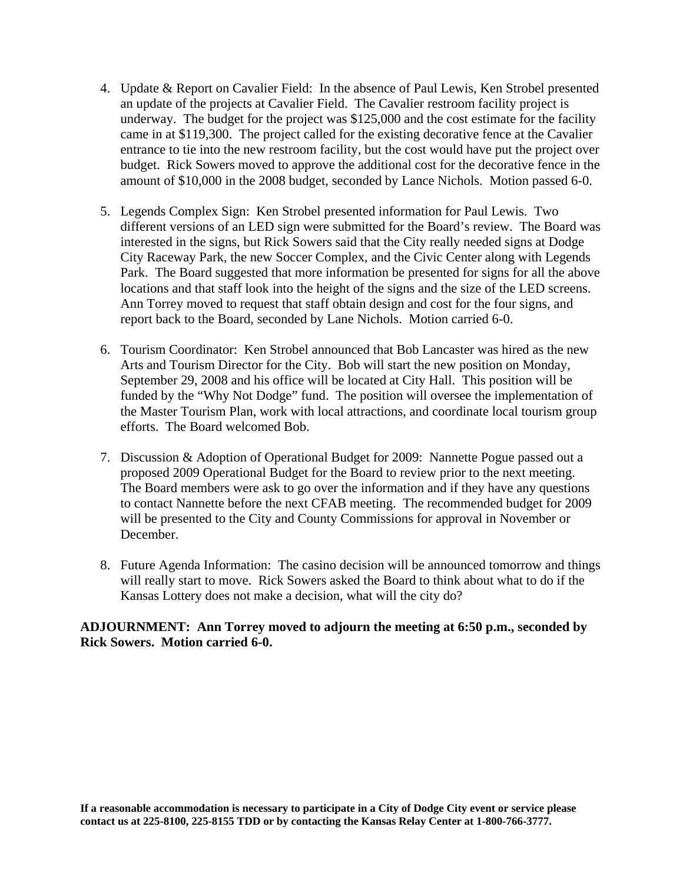4. Update & Report on Cavalier Field: In the absence of Paul Lewis, Ken Strobel presented an update of the projects at Cavalier Field. The Cavalier restroom facility project is underway. The budget for the project was $125,000 and the cost estimate for the facility came in at $119,300. The project called for the existing decorative fence at the Cavalier entrance to tie into the new restroom facility, but the cost would have put the project over budget. Rick Sowers moved to approve the additional cost for the decorative fence in the amount of $10,000 in the 2008 budget, seconded by Lance Nichols. Motion passed 6-0.

5. Legends Complex Sign: Ken Strobel presented information for Paul Lewis. Two different versions of an LED sign were submitted for the Board's review. The Board was interested in the signs, but Rick Sowers said that the City really needed signs at Dodge City Raceway Park, the new Soccer Complex, and the Civic Center along with Legends Park. The Board suggested that more information be presented for signs for all the above locations and that staff look into the height of the signs and the size of the LED screens. Ann Torrey moved to request that staff obtain design and cost for the four signs, and report back to the Board, seconded by Lane Nichols. Motion carried 6-0.

6. Tourism Coordinator: Ken Strobel announced that Bob Lancaster was hired as the new Arts and Tourism Director for the City. Bob will start the new position on Monday, September 29, 2008 and his office will be located at City Hall. This position will be funded by the "Why Not Dodge" fund. The position will oversee the implementation of the Master Tourism Plan, work with local attractions, and coordinate local tourism group efforts. The Board welcomed Bob.

7. Discussion & Adoption of Operational Budget for 2009: Nannette Pogue passed out a proposed 2009 Operational Budget for the Board to review prior to the next meeting. The Board members were ask to go over the information and if they have any questions to contact Nannette before the next CFAB meeting. The recommended budget for 2009 will be presented to the City and County Commissions for approval in November or December.

8. Future Agenda Information: The casino decision will be announced tomorrow and things will really start to move. Rick Sowers asked the Board to think about what to do if the Kansas Lottery does not make a decision, what will the city do?

**ADJOURNMENT: Ann Torrey moved to adjourn the meeting at 6:50 p.m., seconded by Rick Sowers. Motion carried 6-0.**

**If a reasonable accommodation is necessary to participate in a City of Dodge City event or service please contact us at 225-8100, 225-8155 TDD or by contacting the Kansas Relay Center at 1-800-766-3777.**